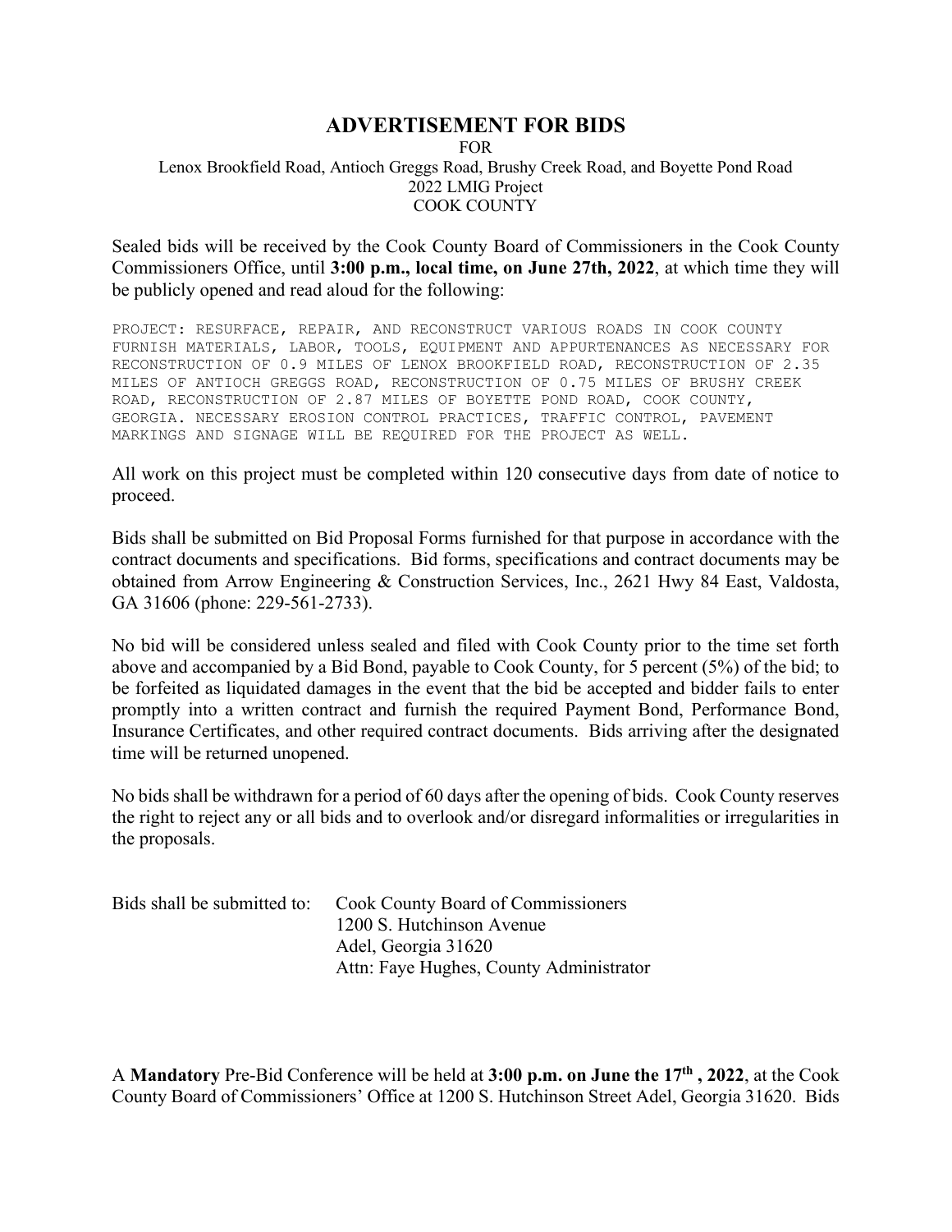# ADVERTISEMENT FOR BIDS

FOR
Lenox Brookfield Road, Antioch Greggs Road, Brushy Creek Road, and Boyette Pond Road
2022 LMIG Project
COOK COUNTY

Sealed bids will be received by the Cook County Board of Commissioners in the Cook County Commissioners Office, until **3:00 p.m., local time, on June 27th, 2022**, at which time they will be publicly opened and read aloud for the following:

```
PROJECT: RESURFACE, REPAIR, AND RECONSTRUCT VARIOUS ROADS IN COOK COUNTY
FURNISH MATERIALS, LABOR, TOOLS, EQUIPMENT AND APPURTENANCES AS NECESSARY FOR
RECONSTRUCTION OF 0.9 MILES OF LENOX BROOKFIELD ROAD, RECONSTRUCTION OF 2.35
MILES OF ANTIOCH GREGGS ROAD, RECONSTRUCTION OF 0.75 MILES OF BRUSHY CREEK
ROAD, RECONSTRUCTION OF 2.87 MILES OF BOYETTE POND ROAD, COOK COUNTY,
GEORGIA. NECESSARY EROSION CONTROL PRACTICES, TRAFFIC CONTROL, PAVEMENT
MARKINGS AND SIGNAGE WILL BE REQUIRED FOR THE PROJECT AS WELL.
```

All work on this project must be completed within 120 consecutive days from date of notice to proceed.

Bids shall be submitted on Bid Proposal Forms furnished for that purpose in accordance with the contract documents and specifications. Bid forms, specifications and contract documents may be obtained from Arrow Engineering & Construction Services, Inc., 2621 Hwy 84 East, Valdosta, GA 31606 (phone: 229-561-2733).

No bid will be considered unless sealed and filed with Cook County prior to the time set forth above and accompanied by a Bid Bond, payable to Cook County, for 5 percent (5%) of the bid; to be forfeited as liquidated damages in the event that the bid be accepted and bidder fails to enter promptly into a written contract and furnish the required Payment Bond, Performance Bond, Insurance Certificates, and other required contract documents. Bids arriving after the designated time will be returned unopened.

No bids shall be withdrawn for a period of 60 days after the opening of bids. Cook County reserves the right to reject any or all bids and to overlook and/or disregard informalities or irregularities in the proposals.

Bids shall be submitted to: Cook County Board of Commissioners
1200 S. Hutchinson Avenue
Adel, Georgia 31620
Attn: Faye Hughes, County Administrator

A **Mandatory** Pre-Bid Conference will be held at **3:00 p.m. on June the 17th , 2022**, at the Cook County Board of Commissioners' Office at 1200 S. Hutchinson Street Adel, Georgia 31620. Bids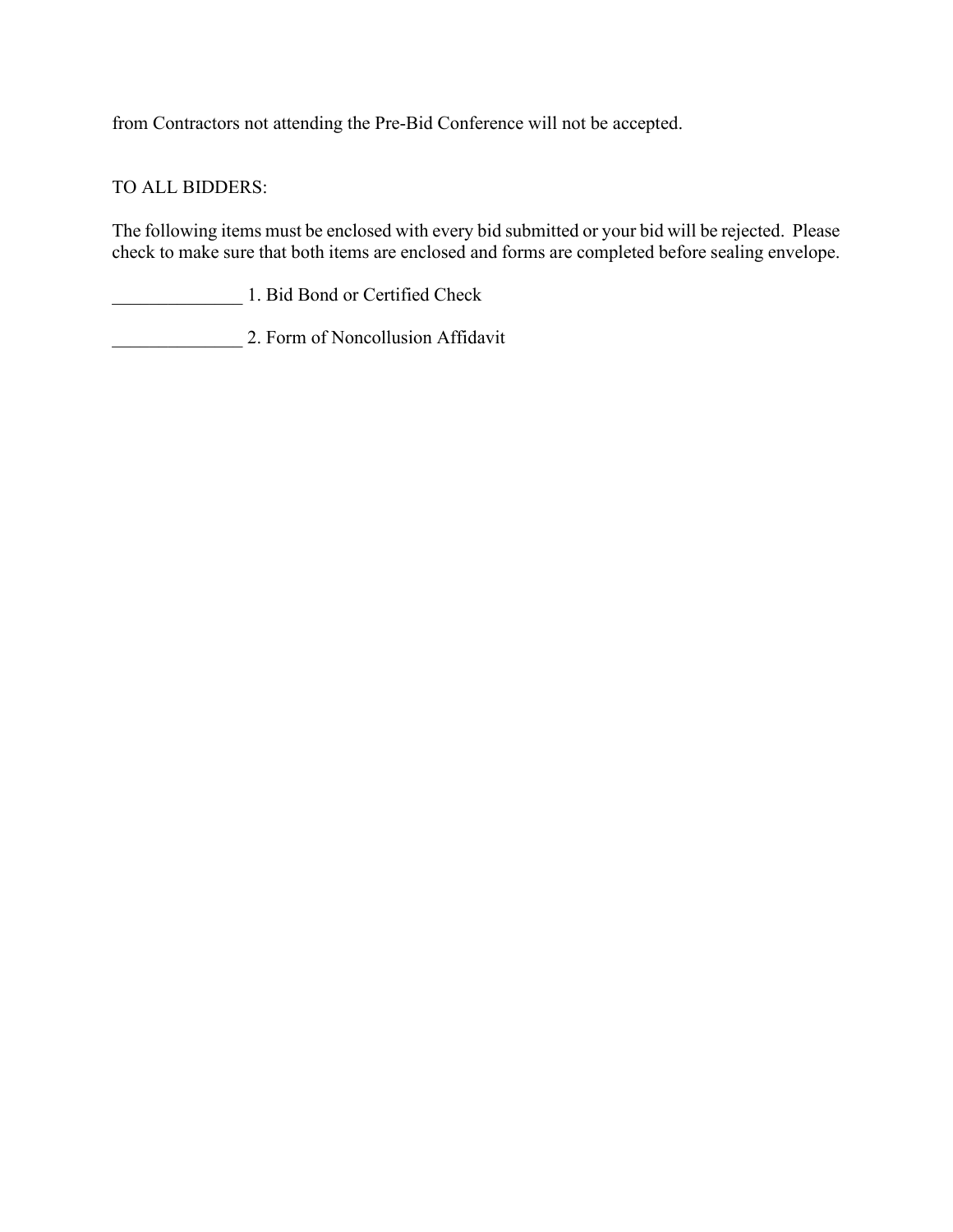from Contractors not attending the Pre-Bid Conference will not be accepted.

TO ALL BIDDERS:

The following items must be enclosed with every bid submitted or your bid will be rejected. Please check to make sure that both items are enclosed and forms are completed before sealing envelope.

______________ 1. Bid Bond or Certified Check

______________ 2. Form of Noncollusion Affidavit